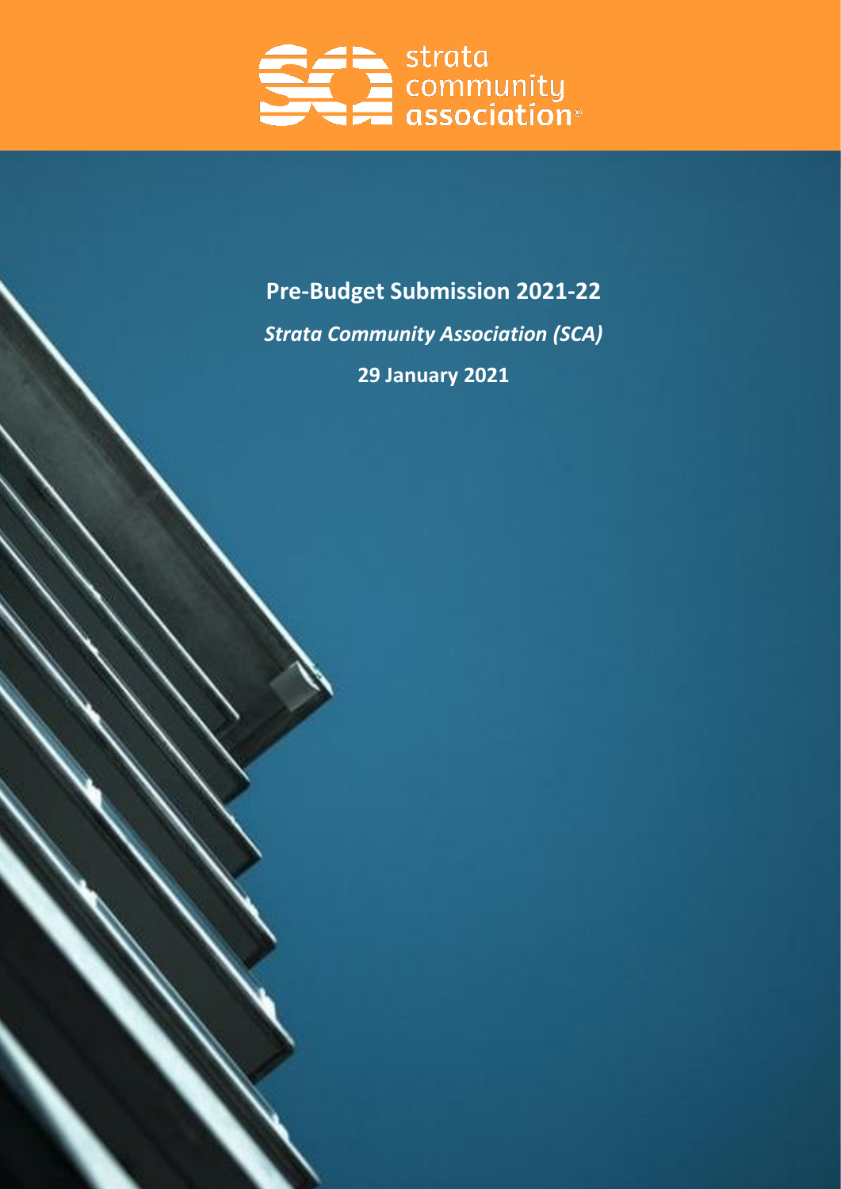strata community association

# Pre-Budget Submission 2021-22

***Strata Community Association (SCA)***

**29 January 2021**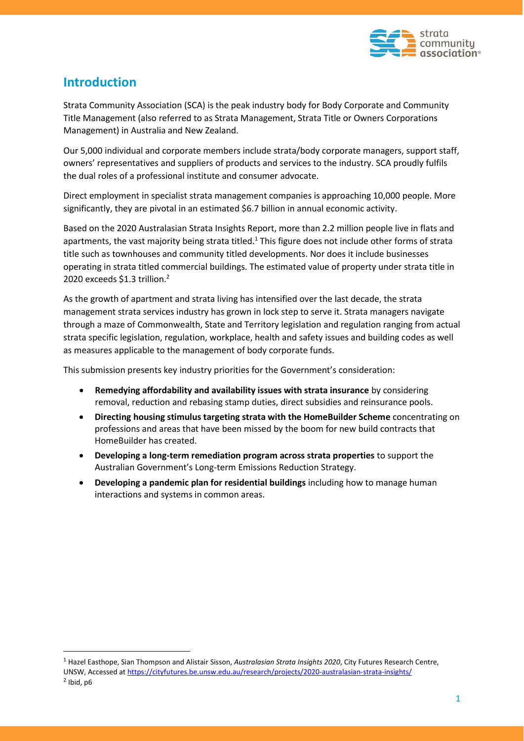## Introduction

Strata Community Association (SCA) is the peak industry body for Body Corporate and Community Title Management (also referred to as Strata Management, Strata Title or Owners Corporations Management) in Australia and New Zealand.

Our 5,000 individual and corporate members include strata/body corporate managers, support staff, owners' representatives and suppliers of products and services to the industry. SCA proudly fulfils the dual roles of a professional institute and consumer advocate.

Direct employment in specialist strata management companies is approaching 10,000 people. More significantly, they are pivotal in an estimated $6.7 billion in annual economic activity.

Based on the 2020 Australasian Strata Insights Report, more than 2.2 million people live in flats and apartments, the vast majority being strata titled.[1] This figure does not include other forms of strata title such as townhouses and community titled developments. Nor does it include businesses operating in strata titled commercial buildings. The estimated value of property under strata title in 2020 exceeds $1.3 trillion.[2]

As the growth of apartment and strata living has intensified over the last decade, the strata management strata services industry has grown in lock step to serve it. Strata managers navigate through a maze of Commonwealth, State and Territory legislation and regulation ranging from actual strata specific legislation, regulation, workplace, health and safety issues and building codes as well as measures applicable to the management of body corporate funds.

This submission presents key industry priorities for the Government's consideration:

- **Remedying affordability and availability issues with strata insurance** by considering removal, reduction and rebasing stamp duties, direct subsidies and reinsurance pools.
- **Directing housing stimulus targeting strata with the HomeBuilder Scheme** concentrating on professions and areas that have been missed by the boom for new build contracts that HomeBuilder has created.
- **Developing a long-term remediation program across strata properties** to support the Australian Government's Long-term Emissions Reduction Strategy.
- **Developing a pandemic plan for residential buildings** including how to manage human interactions and systems in common areas.

---

[1] Hazel Easthope, Sian Thompson and Alistair Sisson, *Australasian Strata Insights 2020*, City Futures Research Centre, UNSW, Accessed at https://cityfutures.be.unsw.edu.au/research/projects/2020-australasian-strata-insights/

[2] Ibid, p6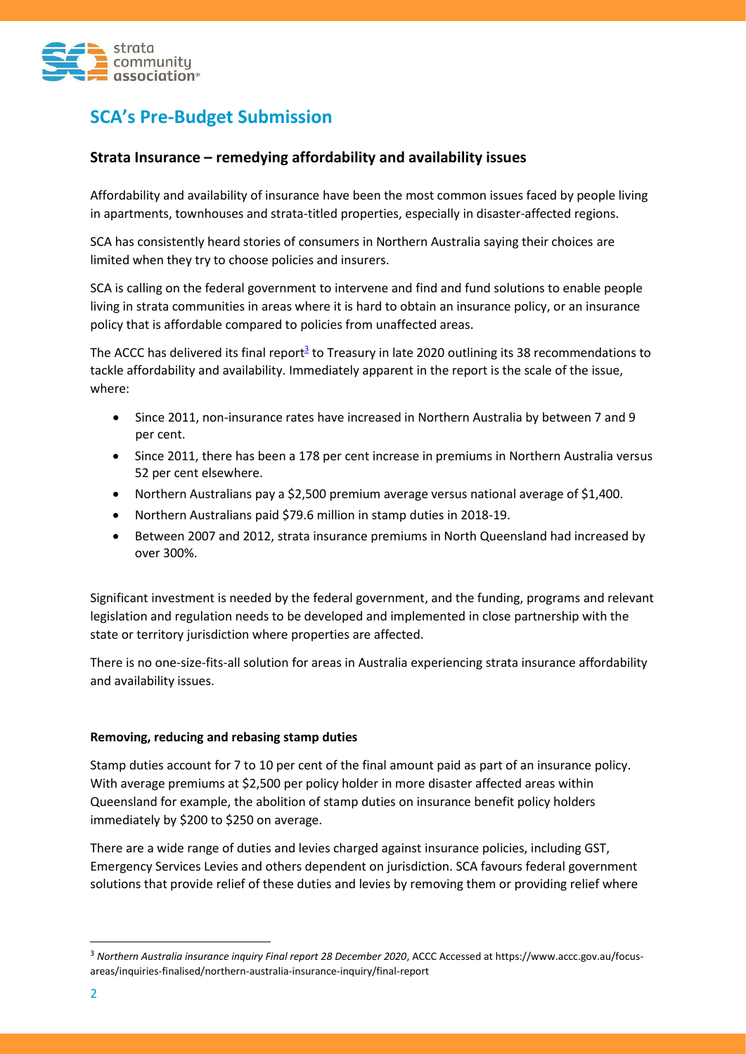# SCA's Pre-Budget Submission

## Strata Insurance – remedying affordability and availability issues

Affordability and availability of insurance have been the most common issues faced by people living in apartments, townhouses and strata-titled properties, especially in disaster-affected regions.

SCA has consistently heard stories of consumers in Northern Australia saying their choices are limited when they try to choose policies and insurers.

SCA is calling on the federal government to intervene and find and fund solutions to enable people living in strata communities in areas where it is hard to obtain an insurance policy, or an insurance policy that is affordable compared to policies from unaffected areas.

The ACCC has delivered its final report[3] to Treasury in late 2020 outlining its 38 recommendations to tackle affordability and availability. Immediately apparent in the report is the scale of the issue, where:

- Since 2011, non-insurance rates have increased in Northern Australia by between 7 and 9 per cent.
- Since 2011, there has been a 178 per cent increase in premiums in Northern Australia versus 52 per cent elsewhere.
- Northern Australians pay a $2,500 premium average versus national average of $1,400.
- Northern Australians paid $79.6 million in stamp duties in 2018-19.
- Between 2007 and 2012, strata insurance premiums in North Queensland had increased by over 300%.

Significant investment is needed by the federal government, and the funding, programs and relevant legislation and regulation needs to be developed and implemented in close partnership with the state or territory jurisdiction where properties are affected.

There is no one-size-fits-all solution for areas in Australia experiencing strata insurance affordability and availability issues.

### Removing, reducing and rebasing stamp duties

Stamp duties account for 7 to 10 per cent of the final amount paid as part of an insurance policy. With average premiums at $2,500 per policy holder in more disaster affected areas within Queensland for example, the abolition of stamp duties on insurance benefit policy holders immediately by $200 to $250 on average.

There are a wide range of duties and levies charged against insurance policies, including GST, Emergency Services Levies and others dependent on jurisdiction. SCA favours federal government solutions that provide relief of these duties and levies by removing them or providing relief where

---

[3] *Northern Australia insurance inquiry Final report 28 December 2020*, ACCC Accessed at https://www.accc.gov.au/focus-areas/inquiries-finalised/northern-australia-insurance-inquiry/final-report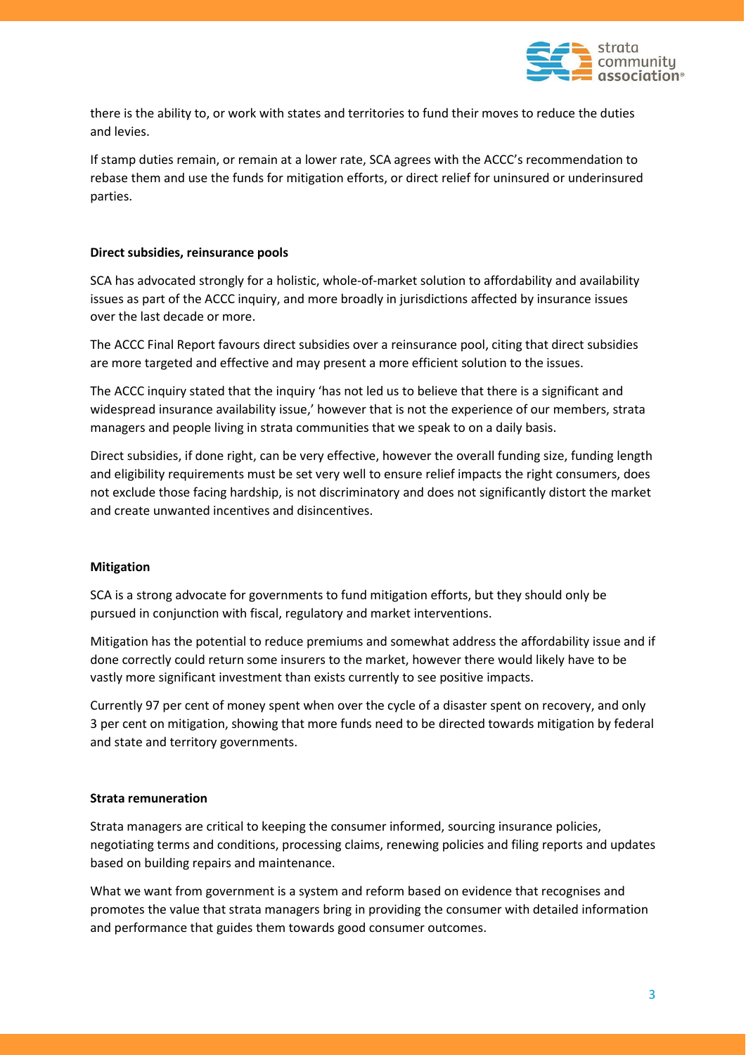there is the ability to, or work with states and territories to fund their moves to reduce the duties and levies.

If stamp duties remain, or remain at a lower rate, SCA agrees with the ACCC's recommendation to rebase them and use the funds for mitigation efforts, or direct relief for uninsured or underinsured parties.

**Direct subsidies, reinsurance pools**

SCA has advocated strongly for a holistic, whole-of-market solution to affordability and availability issues as part of the ACCC inquiry, and more broadly in jurisdictions affected by insurance issues over the last decade or more.

The ACCC Final Report favours direct subsidies over a reinsurance pool, citing that direct subsidies are more targeted and effective and may present a more efficient solution to the issues.

The ACCC inquiry stated that the inquiry 'has not led us to believe that there is a significant and widespread insurance availability issue,' however that is not the experience of our members, strata managers and people living in strata communities that we speak to on a daily basis.

Direct subsidies, if done right, can be very effective, however the overall funding size, funding length and eligibility requirements must be set very well to ensure relief impacts the right consumers, does not exclude those facing hardship, is not discriminatory and does not significantly distort the market and create unwanted incentives and disincentives.

**Mitigation**

SCA is a strong advocate for governments to fund mitigation efforts, but they should only be pursued in conjunction with fiscal, regulatory and market interventions.

Mitigation has the potential to reduce premiums and somewhat address the affordability issue and if done correctly could return some insurers to the market, however there would likely have to be vastly more significant investment than exists currently to see positive impacts.

Currently 97 per cent of money spent when over the cycle of a disaster spent on recovery, and only 3 per cent on mitigation, showing that more funds need to be directed towards mitigation by federal and state and territory governments.

**Strata remuneration**

Strata managers are critical to keeping the consumer informed, sourcing insurance policies, negotiating terms and conditions, processing claims, renewing policies and filing reports and updates based on building repairs and maintenance.

What we want from government is a system and reform based on evidence that recognises and promotes the value that strata managers bring in providing the consumer with detailed information and performance that guides them towards good consumer outcomes.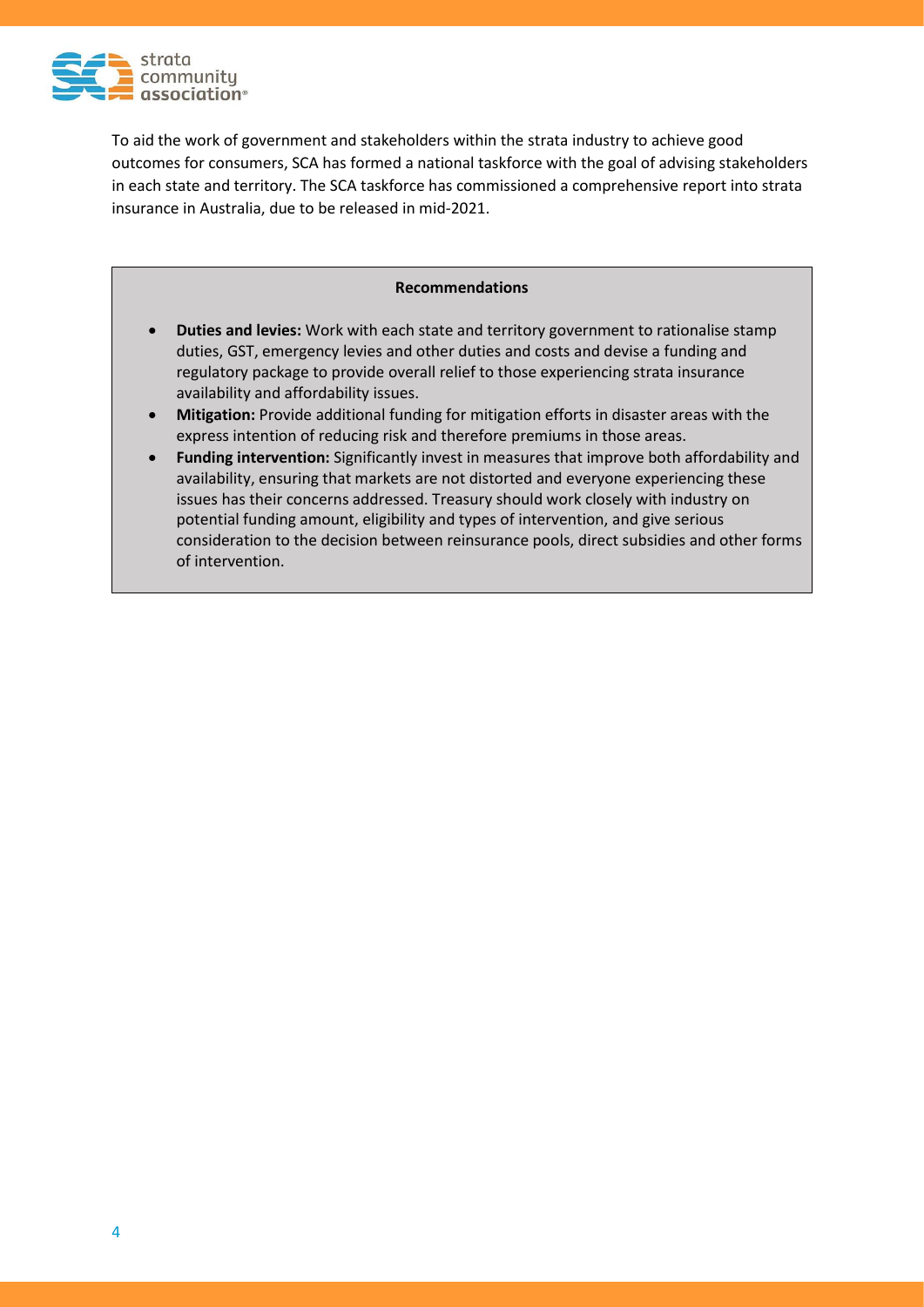To aid the work of government and stakeholders within the strata industry to achieve good outcomes for consumers, SCA has formed a national taskforce with the goal of advising stakeholders in each state and territory. The SCA taskforce has commissioned a comprehensive report into strata insurance in Australia, due to be released in mid-2021.

**Recommendations**

- **Duties and levies:** Work with each state and territory government to rationalise stamp duties, GST, emergency levies and other duties and costs and devise a funding and regulatory package to provide overall relief to those experiencing strata insurance availability and affordability issues.
- **Mitigation:** Provide additional funding for mitigation efforts in disaster areas with the express intention of reducing risk and therefore premiums in those areas.
- **Funding intervention:** Significantly invest in measures that improve both affordability and availability, ensuring that markets are not distorted and everyone experiencing these issues has their concerns addressed. Treasury should work closely with industry on potential funding amount, eligibility and types of intervention, and give serious consideration to the decision between reinsurance pools, direct subsidies and other forms of intervention.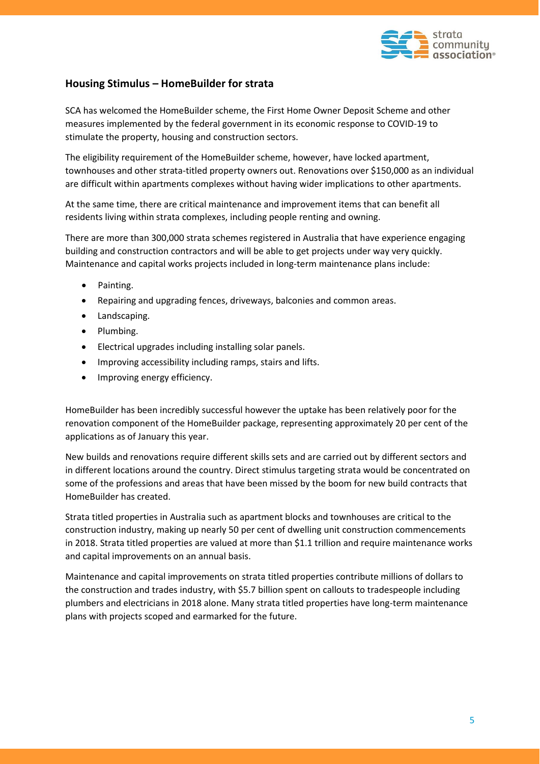## Housing Stimulus – HomeBuilder for strata

SCA has welcomed the HomeBuilder scheme, the First Home Owner Deposit Scheme and other measures implemented by the federal government in its economic response to COVID-19 to stimulate the property, housing and construction sectors.

The eligibility requirement of the HomeBuilder scheme, however, have locked apartment, townhouses and other strata-titled property owners out. Renovations over $150,000 as an individual are difficult within apartments complexes without having wider implications to other apartments.

At the same time, there are critical maintenance and improvement items that can benefit all residents living within strata complexes, including people renting and owning.

There are more than 300,000 strata schemes registered in Australia that have experience engaging building and construction contractors and will be able to get projects under way very quickly. Maintenance and capital works projects included in long-term maintenance plans include:

- Painting.
- Repairing and upgrading fences, driveways, balconies and common areas.
- Landscaping.
- Plumbing.
- Electrical upgrades including installing solar panels.
- Improving accessibility including ramps, stairs and lifts.
- Improving energy efficiency.

HomeBuilder has been incredibly successful however the uptake has been relatively poor for the renovation component of the HomeBuilder package, representing approximately 20 per cent of the applications as of January this year.

New builds and renovations require different skills sets and are carried out by different sectors and in different locations around the country. Direct stimulus targeting strata would be concentrated on some of the professions and areas that have been missed by the boom for new build contracts that HomeBuilder has created.

Strata titled properties in Australia such as apartment blocks and townhouses are critical to the construction industry, making up nearly 50 per cent of dwelling unit construction commencements in 2018. Strata titled properties are valued at more than $1.1 trillion and require maintenance works and capital improvements on an annual basis.

Maintenance and capital improvements on strata titled properties contribute millions of dollars to the construction and trades industry, with $5.7 billion spent on callouts to tradespeople including plumbers and electricians in 2018 alone. Many strata titled properties have long-term maintenance plans with projects scoped and earmarked for the future.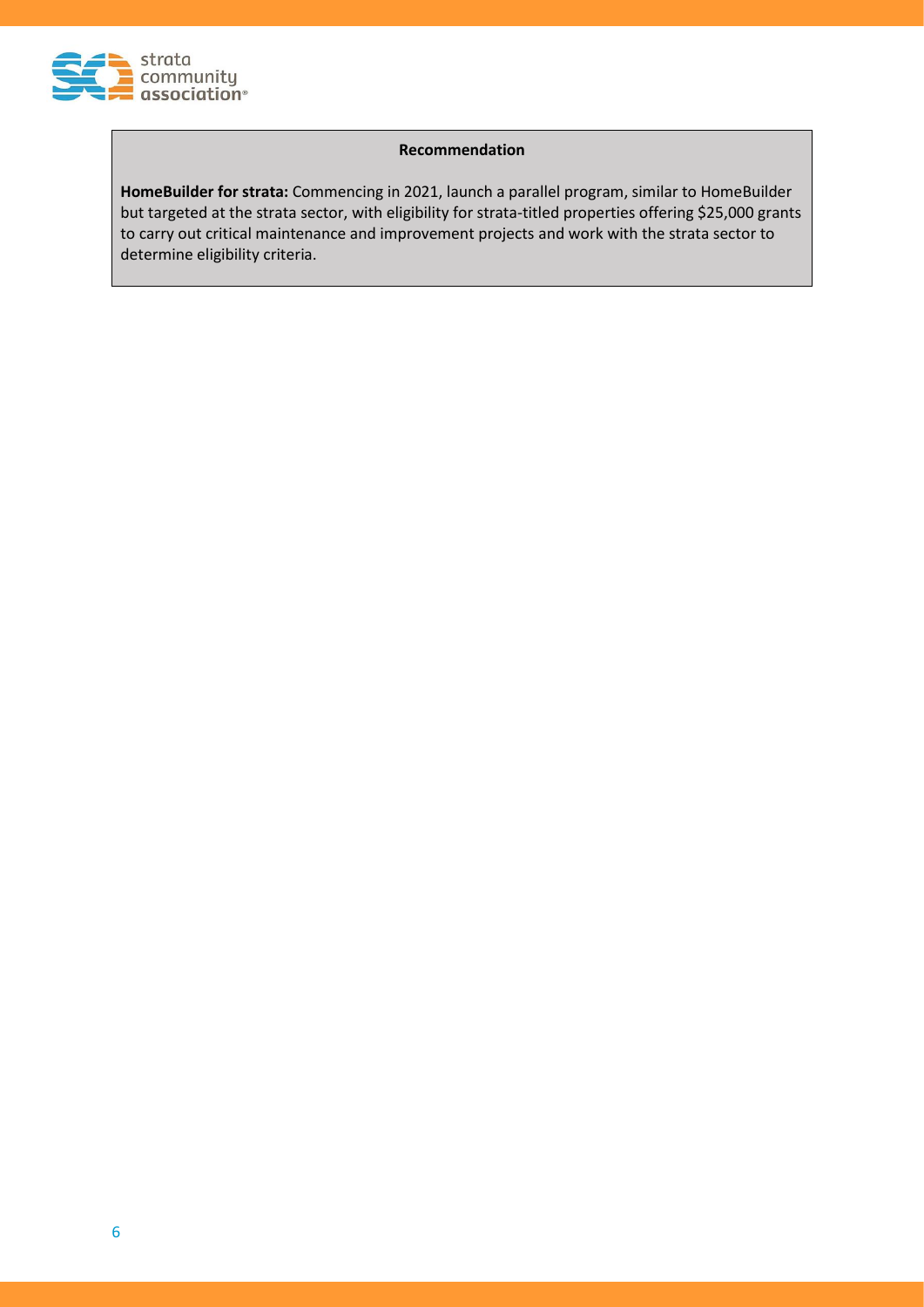**Recommendation**

**HomeBuilder for strata:** Commencing in 2021, launch a parallel program, similar to HomeBuilder but targeted at the strata sector, with eligibility for strata-titled properties offering $25,000 grants to carry out critical maintenance and improvement projects and work with the strata sector to determine eligibility criteria.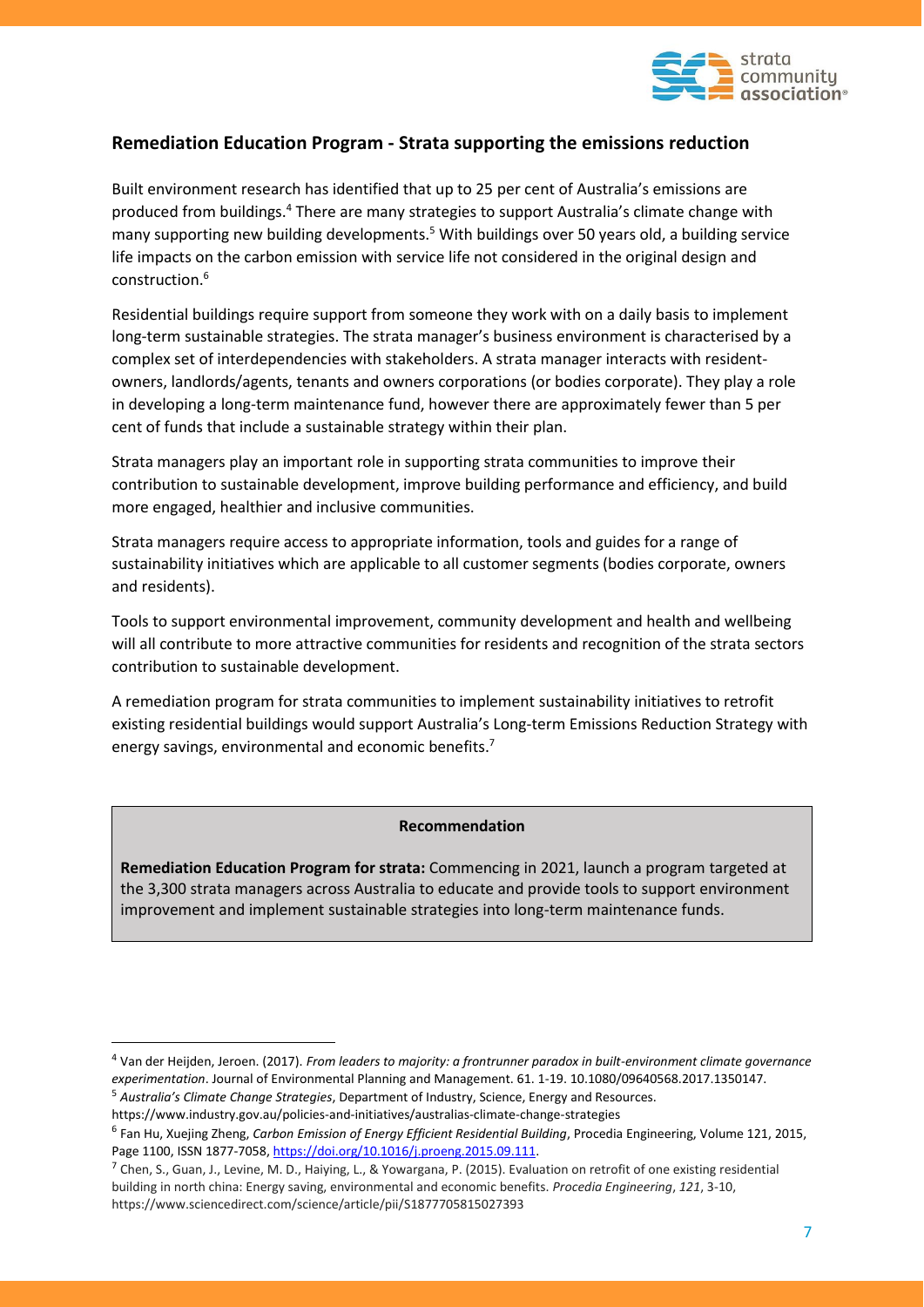## Remediation Education Program - Strata supporting the emissions reduction

Built environment research has identified that up to 25 per cent of Australia's emissions are produced from buildings.[4] There are many strategies to support Australia's climate change with many supporting new building developments.[5] With buildings over 50 years old, a building service life impacts on the carbon emission with service life not considered in the original design and construction.[6]

Residential buildings require support from someone they work with on a daily basis to implement long-term sustainable strategies. The strata manager's business environment is characterised by a complex set of interdependencies with stakeholders. A strata manager interacts with resident-owners, landlords/agents, tenants and owners corporations (or bodies corporate). They play a role in developing a long-term maintenance fund, however there are approximately fewer than 5 per cent of funds that include a sustainable strategy within their plan.

Strata managers play an important role in supporting strata communities to improve their contribution to sustainable development, improve building performance and efficiency, and build more engaged, healthier and inclusive communities.

Strata managers require access to appropriate information, tools and guides for a range of sustainability initiatives which are applicable to all customer segments (bodies corporate, owners and residents).

Tools to support environmental improvement, community development and health and wellbeing will all contribute to more attractive communities for residents and recognition of the strata sectors contribution to sustainable development.

A remediation program for strata communities to implement sustainability initiatives to retrofit existing residential buildings would support Australia's Long-term Emissions Reduction Strategy with energy savings, environmental and economic benefits.[7]

**Recommendation**

**Remediation Education Program for strata:** Commencing in 2021, launch a program targeted at the 3,300 strata managers across Australia to educate and provide tools to support environment improvement and implement sustainable strategies into long-term maintenance funds.

---

[4] Van der Heijden, Jeroen. (2017). *From leaders to majority: a frontrunner paradox in built-environment climate governance experimentation*. Journal of Environmental Planning and Management. 61. 1-19. 10.1080/09640568.2017.1350147.

[5] *Australia's Climate Change Strategies*, Department of Industry, Science, Energy and Resources. https://www.industry.gov.au/policies-and-initiatives/australias-climate-change-strategies

[6] Fan Hu, Xuejing Zheng, *Carbon Emission of Energy Efficient Residential Building*, Procedia Engineering, Volume 121, 2015, Page 1100, ISSN 1877-7058, https://doi.org/10.1016/j.proeng.2015.09.111.

[7] Chen, S., Guan, J., Levine, M. D., Haiying, L., & Yowargana, P. (2015). Evaluation on retrofit of one existing residential building in north china: Energy saving, environmental and economic benefits. *Procedia Engineering*, *121*, 3-10, https://www.sciencedirect.com/science/article/pii/S1877705815027393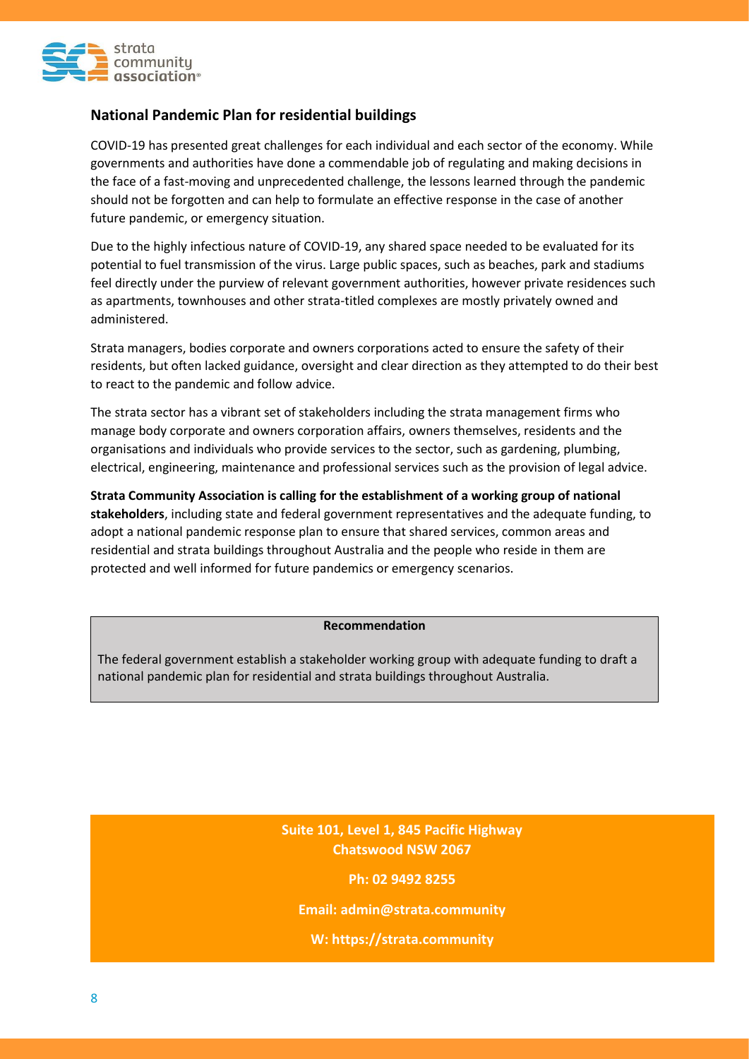## National Pandemic Plan for residential buildings

COVID-19 has presented great challenges for each individual and each sector of the economy. While governments and authorities have done a commendable job of regulating and making decisions in the face of a fast-moving and unprecedented challenge, the lessons learned through the pandemic should not be forgotten and can help to formulate an effective response in the case of another future pandemic, or emergency situation.

Due to the highly infectious nature of COVID-19, any shared space needed to be evaluated for its potential to fuel transmission of the virus. Large public spaces, such as beaches, park and stadiums feel directly under the purview of relevant government authorities, however private residences such as apartments, townhouses and other strata-titled complexes are mostly privately owned and administered.

Strata managers, bodies corporate and owners corporations acted to ensure the safety of their residents, but often lacked guidance, oversight and clear direction as they attempted to do their best to react to the pandemic and follow advice.

The strata sector has a vibrant set of stakeholders including the strata management firms who manage body corporate and owners corporation affairs, owners themselves, residents and the organisations and individuals who provide services to the sector, such as gardening, plumbing, electrical, engineering, maintenance and professional services such as the provision of legal advice.

**Strata Community Association is calling for the establishment of a working group of national stakeholders**, including state and federal government representatives and the adequate funding, to adopt a national pandemic response plan to ensure that shared services, common areas and residential and strata buildings throughout Australia and the people who reside in them are protected and well informed for future pandemics or emergency scenarios.

**Recommendation**

The federal government establish a stakeholder working group with adequate funding to draft a national pandemic plan for residential and strata buildings throughout Australia.

**Suite 101, Level 1, 845 Pacific Highway**
**Chatswood NSW 2067**

**Ph: 02 9492 8255**

**Email: admin@strata.community**

**W: https://strata.community**